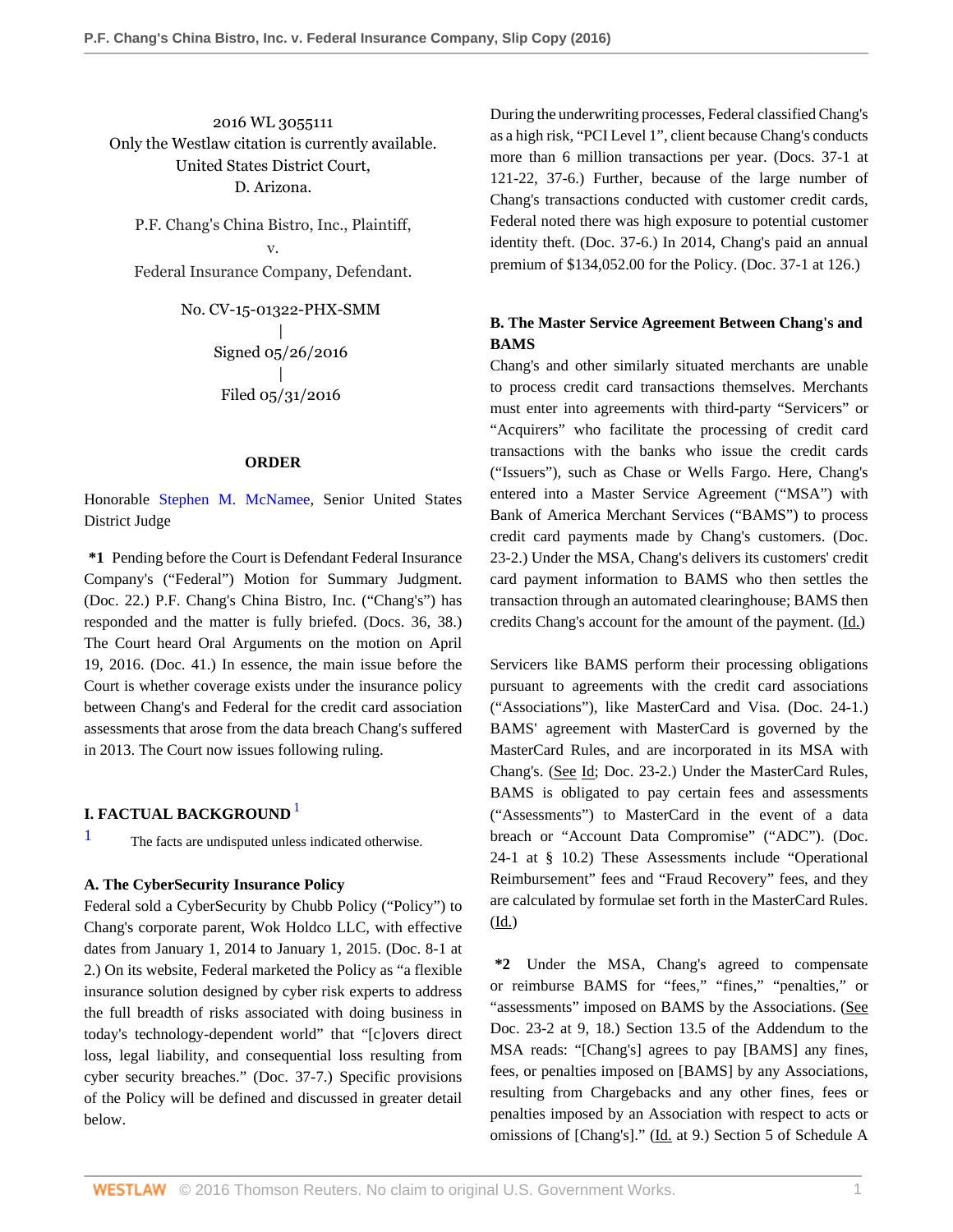2016 WL 3055111
Only the Westlaw citation is currently available.
United States District Court,
D. Arizona.

P.F. Chang's China Bistro, Inc., Plaintiff,
v.
Federal Insurance Company, Defendant.

No. CV-15-01322-PHX-SMM
|
Signed 05/26/2016
|
Filed 05/31/2016

## ORDER

Honorable Stephen M. McNamee, Senior United States District Judge

**\*1** Pending before the Court is Defendant Federal Insurance Company's ("Federal") Motion for Summary Judgment. (Doc. 22.) P.F. Chang's China Bistro, Inc. ("Chang's") has responded and the matter is fully briefed. (Docs. 36, 38.) The Court heard Oral Arguments on the motion on April 19, 2016. (Doc. 41.) In essence, the main issue before the Court is whether coverage exists under the insurance policy between Chang's and Federal for the credit card association assessments that arose from the data breach Chang's suffered in 2013. The Court now issues following ruling.

### I. FACTUAL BACKGROUND [1]

[1] The facts are undisputed unless indicated otherwise.

#### A. The CyberSecurity Insurance Policy

Federal sold a CyberSecurity by Chubb Policy ("Policy") to Chang's corporate parent, Wok Holdco LLC, with effective dates from January 1, 2014 to January 1, 2015. (Doc. 8-1 at 2.) On its website, Federal marketed the Policy as "a flexible insurance solution designed by cyber risk experts to address the full breadth of risks associated with doing business in today's technology-dependent world" that "[c]overs direct loss, legal liability, and consequential loss resulting from cyber security breaches." (Doc. 37-7.) Specific provisions of the Policy will be defined and discussed in greater detail below.

During the underwriting processes, Federal classified Chang's as a high risk, "PCI Level 1", client because Chang's conducts more than 6 million transactions per year. (Docs. 37-1 at 121-22, 37-6.) Further, because of the large number of Chang's transactions conducted with customer credit cards, Federal noted there was high exposure to potential customer identity theft. (Doc. 37-6.) In 2014, Chang's paid an annual premium of $134,052.00 for the Policy. (Doc. 37-1 at 126.)

#### B. The Master Service Agreement Between Chang's and BAMS

Chang's and other similarly situated merchants are unable to process credit card transactions themselves. Merchants must enter into agreements with third-party "Servicers" or "Acquirers" who facilitate the processing of credit card transactions with the banks who issue the credit cards ("Issuers"), such as Chase or Wells Fargo. Here, Chang's entered into a Master Service Agreement ("MSA") with Bank of America Merchant Services ("BAMS") to process credit card payments made by Chang's customers. (Doc. 23-2.) Under the MSA, Chang's delivers its customers' credit card payment information to BAMS who then settles the transaction through an automated clearinghouse; BAMS then credits Chang's account for the amount of the payment. (Id.)

Servicers like BAMS perform their processing obligations pursuant to agreements with the credit card associations ("Associations"), like MasterCard and Visa. (Doc. 24-1.) BAMS' agreement with MasterCard is governed by the MasterCard Rules, and are incorporated in its MSA with Chang's. (See Id; Doc. 23-2.) Under the MasterCard Rules, BAMS is obligated to pay certain fees and assessments ("Assessments") to MasterCard in the event of a data breach or "Account Data Compromise" ("ADC"). (Doc. 24-1 at § 10.2) These Assessments include "Operational Reimbursement" fees and "Fraud Recovery" fees, and they are calculated by formulae set forth in the MasterCard Rules. (Id.)

**\*2** Under the MSA, Chang's agreed to compensate or reimburse BAMS for "fees," "fines," "penalties," or "assessments" imposed on BAMS by the Associations. (See Doc. 23-2 at 9, 18.) Section 13.5 of the Addendum to the MSA reads: "[Chang's] agrees to pay [BAMS] any fines, fees, or penalties imposed on [BAMS] by any Associations, resulting from Chargebacks and any other fines, fees or penalties imposed by an Association with respect to acts or omissions of [Chang's]." (Id. at 9.) Section 5 of Schedule A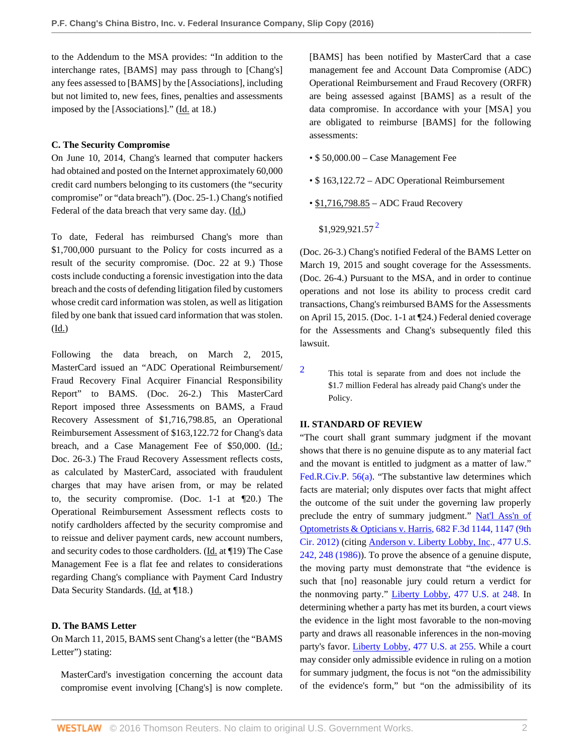to the Addendum to the MSA provides: "In addition to the interchange rates, [BAMS] may pass through to [Chang's] any fees assessed to [BAMS] by the [Associations], including but not limited to, new fees, fines, penalties and assessments imposed by the [Associations]." (Id. at 18.)

### C. The Security Compromise

On June 10, 2014, Chang's learned that computer hackers had obtained and posted on the Internet approximately 60,000 credit card numbers belonging to its customers (the "security compromise" or "data breach"). (Doc. 25-1.) Chang's notified Federal of the data breach that very same day. (Id.)

To date, Federal has reimbursed Chang's more than $1,700,000 pursuant to the Policy for costs incurred as a result of the security compromise. (Doc. 22 at 9.) Those costs include conducting a forensic investigation into the data breach and the costs of defending litigation filed by customers whose credit card information was stolen, as well as litigation filed by one bank that issued card information that was stolen. (Id.)

Following the data breach, on March 2, 2015, MasterCard issued an "ADC Operational Reimbursement/ Fraud Recovery Final Acquirer Financial Responsibility Report" to BAMS. (Doc. 26-2.) This MasterCard Report imposed three Assessments on BAMS, a Fraud Recovery Assessment of $1,716,798.85, an Operational Reimbursement Assessment of $163,122.72 for Chang's data breach, and a Case Management Fee of $50,000. (Id.; Doc. 26-3.) The Fraud Recovery Assessment reflects costs, as calculated by MasterCard, associated with fraudulent charges that may have arisen from, or may be related to, the security compromise. (Doc. 1-1 at ¶20.) The Operational Reimbursement Assessment reflects costs to notify cardholders affected by the security compromise and to reissue and deliver payment cards, new account numbers, and security codes to those cardholders. (Id. at ¶19) The Case Management Fee is a flat fee and relates to considerations regarding Chang's compliance with Payment Card Industry Data Security Standards. (Id. at ¶18.)

### D. The BAMS Letter

On March 11, 2015, BAMS sent Chang's a letter (the "BAMS Letter") stating:

> MasterCard's investigation concerning the account data compromise event involving [Chang's] is now complete. [BAMS] has been notified by MasterCard that a case management fee and Account Data Compromise (ADC) Operational Reimbursement and Fraud Recovery (ORFR) are being assessed against [BAMS] as a result of the data compromise. In accordance with your [MSA] you are obligated to reimburse [BAMS] for the following assessments:
>
> - $ 50,000.00 – Case Management Fee
> - $ 163,122.72 – ADC Operational Reimbursement
> - $1,716,798.85 – ADC Fraud Recovery
>
> $1,929,921.57 [2]

(Doc. 26-3.) Chang's notified Federal of the BAMS Letter on March 19, 2015 and sought coverage for the Assessments. (Doc. 26-4.) Pursuant to the MSA, and in order to continue operations and not lose its ability to process credit card transactions, Chang's reimbursed BAMS for the Assessments on April 15, 2015. (Doc. 1-1 at ¶24.) Federal denied coverage for the Assessments and Chang's subsequently filed this lawsuit.

[2] This total is separate from and does not include the $1.7 million Federal has already paid Chang's under the Policy.

## II. STANDARD OF REVIEW

"The court shall grant summary judgment if the movant shows that there is no genuine dispute as to any material fact and the movant is entitled to judgment as a matter of law." Fed.R.Civ.P. 56(a). "The substantive law determines which facts are material; only disputes over facts that might affect the outcome of the suit under the governing law properly preclude the entry of summary judgment." Nat'l Ass'n of Optometrists & Opticians v. Harris, 682 F.3d 1144, 1147 (9th Cir. 2012) (citing Anderson v. Liberty Lobby, Inc., 477 U.S. 242, 248 (1986)). To prove the absence of a genuine dispute, the moving party must demonstrate that "the evidence is such that [no] reasonable jury could return a verdict for the nonmoving party." Liberty Lobby, 477 U.S. at 248. In determining whether a party has met its burden, a court views the evidence in the light most favorable to the non-moving party and draws all reasonable inferences in the non-moving party's favor. Liberty Lobby, 477 U.S. at 255. While a court may consider only admissible evidence in ruling on a motion for summary judgment, the focus is not "on the admissibility of the evidence's form," but "on the admissibility of its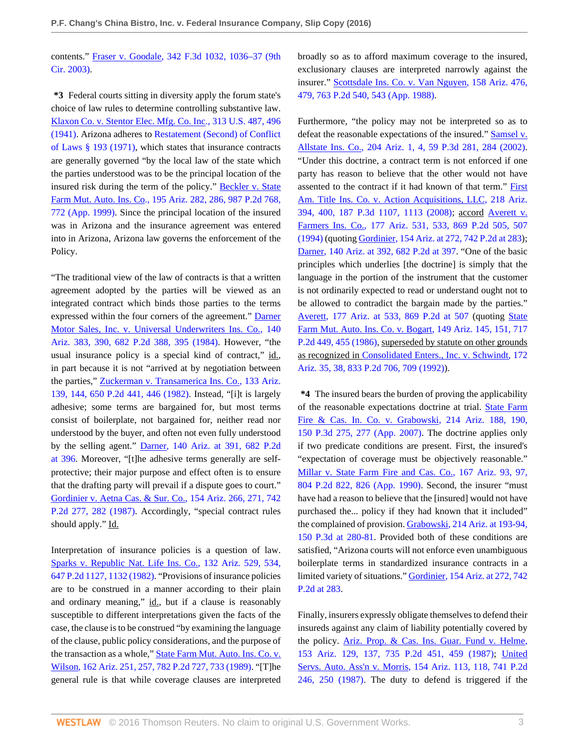contents." Fraser v. Goodale, 342 F.3d 1032, 1036–37 (9th Cir. 2003).

**\*3** Federal courts sitting in diversity apply the forum state's choice of law rules to determine controlling substantive law. Klaxon Co. v. Stentor Elec. Mfg. Co. Inc., 313 U.S. 487, 496 (1941). Arizona adheres to Restatement (Second) of Conflict of Laws § 193 (1971), which states that insurance contracts are generally governed "by the local law of the state which the parties understood was to be the principal location of the insured risk during the term of the policy." Beckler v. State Farm Mut. Auto. Ins. Co., 195 Ariz. 282, 286, 987 P.2d 768, 772 (App. 1999). Since the principal location of the insured was in Arizona and the insurance agreement was entered into in Arizona, Arizona law governs the enforcement of the Policy.

"The traditional view of the law of contracts is that a written agreement adopted by the parties will be viewed as an integrated contract which binds those parties to the terms expressed within the four corners of the agreement." Darner Motor Sales, Inc. v. Universal Underwriters Ins. Co., 140 Ariz. 383, 390, 682 P.2d 388, 395 (1984). However, "the usual insurance policy is a special kind of contract," id., in part because it is not "arrived at by negotiation between the parties," Zuckerman v. Transamerica Ins. Co., 133 Ariz. 139, 144, 650 P.2d 441, 446 (1982). Instead, "[i]t is largely adhesive; some terms are bargained for, but most terms consist of boilerplate, not bargained for, neither read nor understood by the buyer, and often not even fully understood by the selling agent." Darner, 140 Ariz. at 391, 682 P.2d at 396. Moreover, "[t]he adhesive terms generally are self-protective; their major purpose and effect often is to ensure that the drafting party will prevail if a dispute goes to court." Gordinier v. Aetna Cas. & Sur. Co., 154 Ariz. 266, 271, 742 P.2d 277, 282 (1987). Accordingly, "special contract rules should apply." Id.

Interpretation of insurance policies is a question of law. Sparks v. Republic Nat. Life Ins. Co., 132 Ariz. 529, 534, 647 P.2d 1127, 1132 (1982). "Provisions of insurance policies are to be construed in a manner according to their plain and ordinary meaning," id., but if a clause is reasonably susceptible to different interpretations given the facts of the case, the clause is to be construed "by examining the language of the clause, public policy considerations, and the purpose of the transaction as a whole," State Farm Mut. Auto. Ins. Co. v. Wilson, 162 Ariz. 251, 257, 782 P.2d 727, 733 (1989). "[T]he general rule is that while coverage clauses are interpreted broadly so as to afford maximum coverage to the insured, exclusionary clauses are interpreted narrowly against the insurer." Scottsdale Ins. Co. v. Van Nguyen, 158 Ariz. 476, 479, 763 P.2d 540, 543 (App. 1988).

Furthermore, "the policy may not be interpreted so as to defeat the reasonable expectations of the insured." Samsel v. Allstate Ins. Co., 204 Ariz. 1, 4, 59 P.3d 281, 284 (2002). "Under this doctrine, a contract term is not enforced if one party has reason to believe that the other would not have assented to the contract if it had known of that term." First Am. Title Ins. Co. v. Action Acquisitions, LLC, 218 Ariz. 394, 400, 187 P.3d 1107, 1113 (2008); accord Averett v. Farmers Ins. Co., 177 Ariz. 531, 533, 869 P.2d 505, 507 (1994) (quoting Gordinier, 154 Ariz. at 272, 742 P.2d at 283); Darner, 140 Ariz. at 392, 682 P.2d at 397. "One of the basic principles which underlies [the doctrine] is simply that the language in the portion of the instrument that the customer is not ordinarily expected to read or understand ought not to be allowed to contradict the bargain made by the parties." Averett, 177 Ariz. at 533, 869 P.2d at 507 (quoting State Farm Mut. Auto. Ins. Co v. Bogart, 149 Ariz. 145, 151, 717 P.2d 449, 455 (1986), superseded by statute on other grounds as recognized in Consolidated Enters., Inc. v. Schwindt, 172 Ariz. 35, 38, 833 P.2d 706, 709 (1992)).

**\*4** The insured bears the burden of proving the applicability of the reasonable expectations doctrine at trial. State Farm Fire & Cas. In. Co. v. Grabowski, 214 Ariz. 188, 190, 150 P.3d 275, 277 (App. 2007). The doctrine applies only if two predicate conditions are present. First, the insured's "expectation of coverage must be objectively reasonable." Millar v. State Farm Fire and Cas. Co., 167 Ariz. 93, 97, 804 P.2d 822, 826 (App. 1990). Second, the insurer "must have had a reason to believe that the [insured] would not have purchased the... policy if they had known that it included" the complained of provision. Grabowski, 214 Ariz. at 193-94, 150 P.3d at 280-81. Provided both of these conditions are satisfied, "Arizona courts will not enforce even unambiguous boilerplate terms in standardized insurance contracts in a limited variety of situations." Gordinier, 154 Ariz. at 272, 742 P.2d at 283.

Finally, insurers expressly obligate themselves to defend their insureds against any claim of liability potentially covered by the policy. Ariz. Prop. & Cas. Ins. Guar. Fund v. Helme, 153 Ariz. 129, 137, 735 P.2d 451, 459 (1987); United Servs. Auto. Ass'n v. Morris, 154 Ariz. 113, 118, 741 P.2d 246, 250 (1987). The duty to defend is triggered if the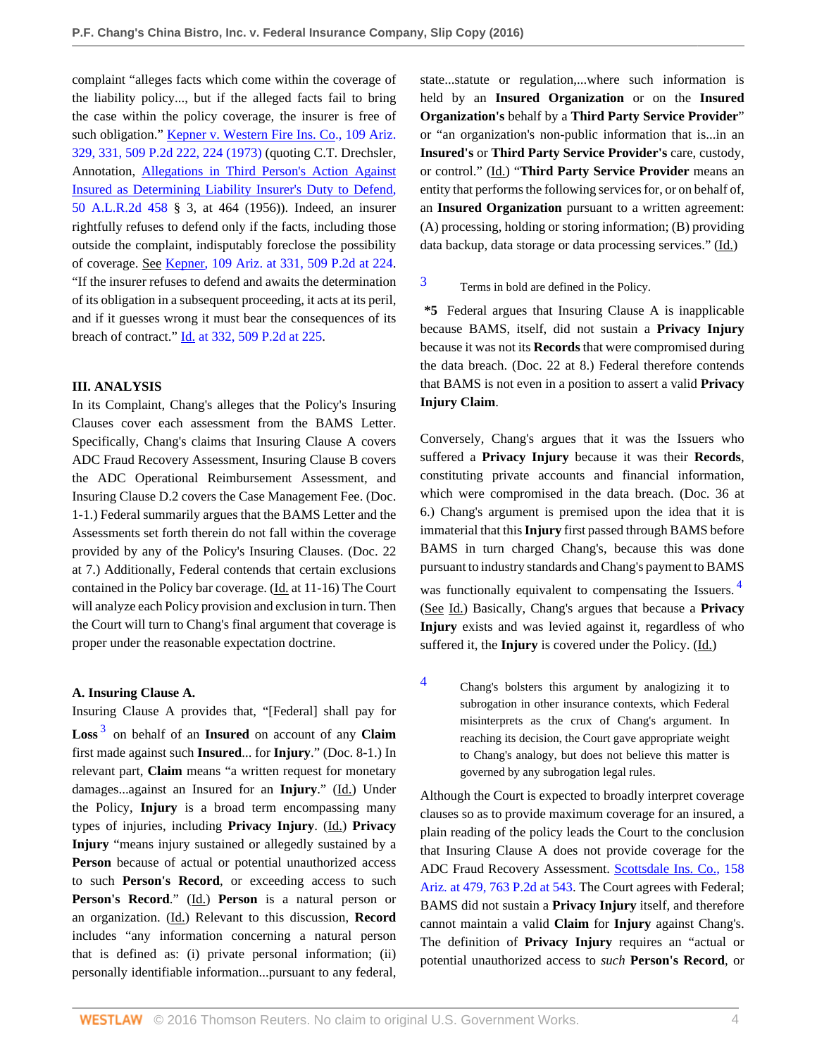complaint "alleges facts which come within the coverage of the liability policy..., but if the alleged facts fail to bring the case within the policy coverage, the insurer is free of such obligation." Kepner v. Western Fire Ins. Co., 109 Ariz. 329, 331, 509 P.2d 222, 224 (1973) (quoting C.T. Drechsler, Annotation, Allegations in Third Person's Action Against Insured as Determining Liability Insurer's Duty to Defend, 50 A.L.R.2d 458 § 3, at 464 (1956)). Indeed, an insurer rightfully refuses to defend only if the facts, including those outside the complaint, indisputably foreclose the possibility of coverage. See Kepner, 109 Ariz. at 331, 509 P.2d at 224. "If the insurer refuses to defend and awaits the determination of its obligation in a subsequent proceeding, it acts at its peril, and if it guesses wrong it must bear the consequences of its breach of contract." Id. at 332, 509 P.2d at 225.

### III. ANALYSIS

In its Complaint, Chang's alleges that the Policy's Insuring Clauses cover each assessment from the BAMS Letter. Specifically, Chang's claims that Insuring Clause A covers ADC Fraud Recovery Assessment, Insuring Clause B covers the ADC Operational Reimbursement Assessment, and Insuring Clause D.2 covers the Case Management Fee. (Doc. 1-1.) Federal summarily argues that the BAMS Letter and the Assessments set forth therein do not fall within the coverage provided by any of the Policy's Insuring Clauses. (Doc. 22 at 7.) Additionally, Federal contends that certain exclusions contained in the Policy bar coverage. (Id. at 11-16) The Court will analyze each Policy provision and exclusion in turn. Then the Court will turn to Chang's final argument that coverage is proper under the reasonable expectation doctrine.

### A. Insuring Clause A.

Insuring Clause A provides that, "[Federal] shall pay for **Loss** [3] on behalf of an **Insured** on account of any **Claim** first made against such **Insured**... for **Injury**." (Doc. 8-1.) In relevant part, **Claim** means "a written request for monetary damages...against an Insured for an **Injury**." (Id.) Under the Policy, **Injury** is a broad term encompassing many types of injuries, including **Privacy Injury**. (Id.) **Privacy Injury** "means injury sustained or allegedly sustained by a **Person** because of actual or potential unauthorized access to such **Person's Record**, or exceeding access to such **Person's Record**." (Id.) **Person** is a natural person or an organization. (Id.) Relevant to this discussion, **Record** includes "any information concerning a natural person that is defined as: (i) private personal information; (ii) personally identifiable information...pursuant to any federal, state...statute or regulation,...where such information is held by an **Insured Organization** or on the **Insured Organization's** behalf by a **Third Party Service Provider**" or "an organization's non-public information that is...in an **Insured's** or **Third Party Service Provider's** care, custody, or control." (Id.) "**Third Party Service Provider** means an entity that performs the following services for, or on behalf of, an **Insured Organization** pursuant to a written agreement: (A) processing, holding or storing information; (B) providing data backup, data storage or data processing services." (Id.)

[3] Terms in bold are defined in the Policy.

**\*5** Federal argues that Insuring Clause A is inapplicable because BAMS, itself, did not sustain a **Privacy Injury** because it was not its **Records** that were compromised during the data breach. (Doc. 22 at 8.) Federal therefore contends that BAMS is not even in a position to assert a valid **Privacy Injury Claim**.

Conversely, Chang's argues that it was the Issuers who suffered a **Privacy Injury** because it was their **Records**, constituting private accounts and financial information, which were compromised in the data breach. (Doc. 36 at 6.) Chang's argument is premised upon the idea that it is immaterial that this **Injury** first passed through BAMS before BAMS in turn charged Chang's, because this was done pursuant to industry standards and Chang's payment to BAMS was functionally equivalent to compensating the Issuers. [4] (See Id.) Basically, Chang's argues that because a **Privacy Injury** exists and was levied against it, regardless of who suffered it, the **Injury** is covered under the Policy. (Id.)

[4] Chang's bolsters this argument by analogizing it to subrogation in other insurance contexts, which Federal misinterprets as the crux of Chang's argument. In reaching its decision, the Court gave appropriate weight to Chang's analogy, but does not believe this matter is governed by any subrogation legal rules.

Although the Court is expected to broadly interpret coverage clauses so as to provide maximum coverage for an insured, a plain reading of the policy leads the Court to the conclusion that Insuring Clause A does not provide coverage for the ADC Fraud Recovery Assessment. Scottsdale Ins. Co., 158 Ariz. at 479, 763 P.2d at 543. The Court agrees with Federal; BAMS did not sustain a **Privacy Injury** itself, and therefore cannot maintain a valid **Claim** for **Injury** against Chang's. The definition of **Privacy Injury** requires an "actual or potential unauthorized access to *such* **Person's Record**, or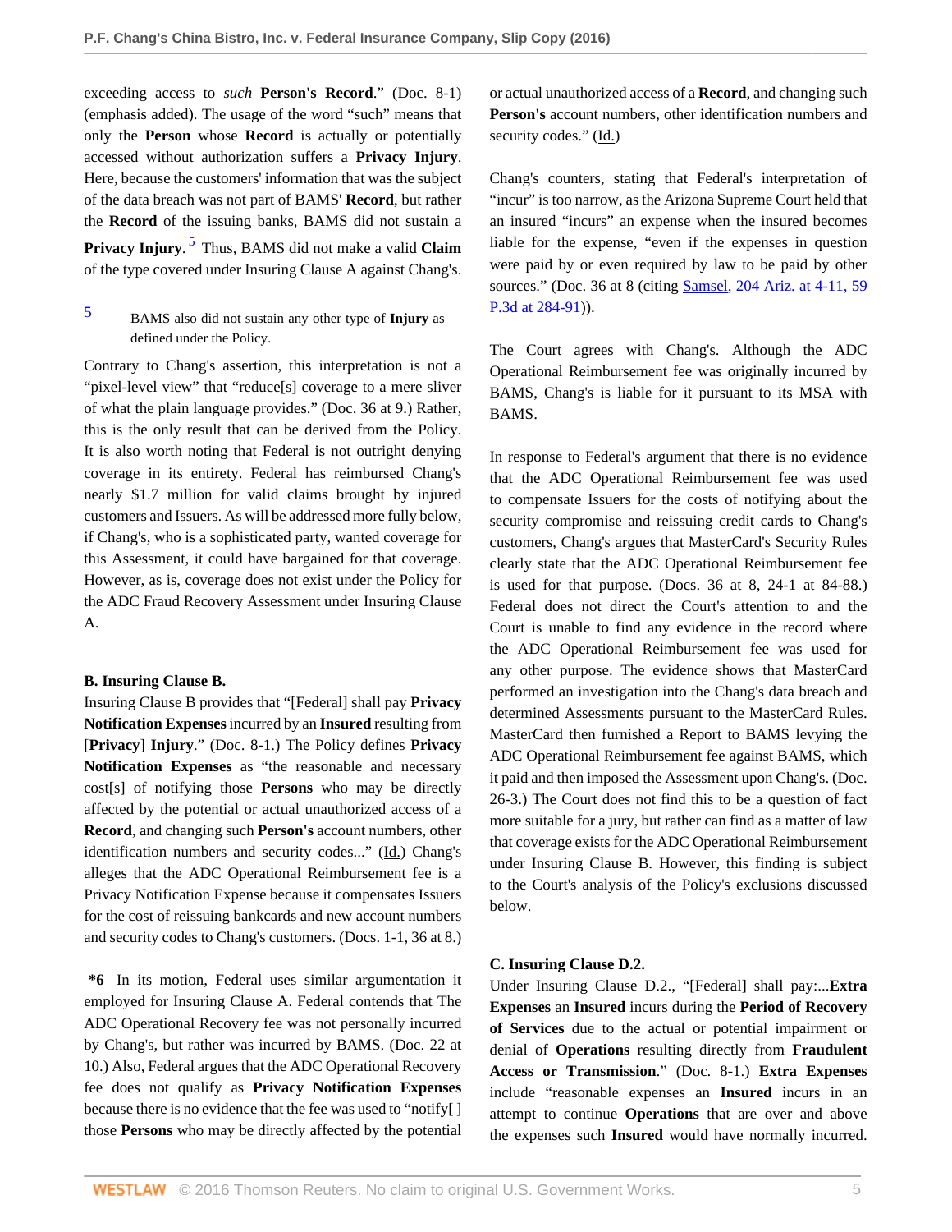exceeding access to *such* **Person's Record**." (Doc. 8-1) (emphasis added). The usage of the word "such" means that only the **Person** whose **Record** is actually or potentially accessed without authorization suffers a **Privacy Injury**. Here, because the customers' information that was the subject of the data breach was not part of BAMS' **Record**, but rather the **Record** of the issuing banks, BAMS did not sustain a **Privacy Injury**.[5] Thus, BAMS did not make a valid **Claim** of the type covered under Insuring Clause A against Chang's.

[5] BAMS also did not sustain any other type of **Injury** as defined under the Policy.

Contrary to Chang's assertion, this interpretation is not a "pixel-level view" that "reduce[s] coverage to a mere sliver of what the plain language provides." (Doc. 36 at 9.) Rather, this is the only result that can be derived from the Policy. It is also worth noting that Federal is not outright denying coverage in its entirety. Federal has reimbursed Chang's nearly $1.7 million for valid claims brought by injured customers and Issuers. As will be addressed more fully below, if Chang's, who is a sophisticated party, wanted coverage for this Assessment, it could have bargained for that coverage. However, as is, coverage does not exist under the Policy for the ADC Fraud Recovery Assessment under Insuring Clause A.

### B. Insuring Clause B.

Insuring Clause B provides that "[Federal] shall pay **Privacy Notification Expenses** incurred by an **Insured** resulting from [**Privacy**] **Injury**." (Doc. 8-1.) The Policy defines **Privacy Notification Expenses** as "the reasonable and necessary cost[s] of notifying those **Persons** who may be directly affected by the potential or actual unauthorized access of a **Record**, and changing such **Person's** account numbers, other identification numbers and security codes..." (Id.) Chang's alleges that the ADC Operational Reimbursement fee is a Privacy Notification Expense because it compensates Issuers for the cost of reissuing bankcards and new account numbers and security codes to Chang's customers. (Docs. 1-1, 36 at 8.)

**\*6** In its motion, Federal uses similar argumentation it employed for Insuring Clause A. Federal contends that The ADC Operational Recovery fee was not personally incurred by Chang's, but rather was incurred by BAMS. (Doc. 22 at 10.) Also, Federal argues that the ADC Operational Recovery fee does not qualify as **Privacy Notification Expenses** because there is no evidence that the fee was used to "notify[ ] those **Persons** who may be directly affected by the potential or actual unauthorized access of a **Record**, and changing such **Person's** account numbers, other identification numbers and security codes." (Id.)

Chang's counters, stating that Federal's interpretation of "incur" is too narrow, as the Arizona Supreme Court held that an insured "incurs" an expense when the insured becomes liable for the expense, "even if the expenses in question were paid by or even required by law to be paid by other sources." (Doc. 36 at 8 (citing Samsel, 204 Ariz. at 4-11, 59 P.3d at 284-91)).

The Court agrees with Chang's. Although the ADC Operational Reimbursement fee was originally incurred by BAMS, Chang's is liable for it pursuant to its MSA with BAMS.

In response to Federal's argument that there is no evidence that the ADC Operational Reimbursement fee was used to compensate Issuers for the costs of notifying about the security compromise and reissuing credit cards to Chang's customers, Chang's argues that MasterCard's Security Rules clearly state that the ADC Operational Reimbursement fee is used for that purpose. (Docs. 36 at 8, 24-1 at 84-88.) Federal does not direct the Court's attention to and the Court is unable to find any evidence in the record where the ADC Operational Reimbursement fee was used for any other purpose. The evidence shows that MasterCard performed an investigation into the Chang's data breach and determined Assessments pursuant to the MasterCard Rules. MasterCard then furnished a Report to BAMS levying the ADC Operational Reimbursement fee against BAMS, which it paid and then imposed the Assessment upon Chang's. (Doc. 26-3.) The Court does not find this to be a question of fact more suitable for a jury, but rather can find as a matter of law that coverage exists for the ADC Operational Reimbursement under Insuring Clause B. However, this finding is subject to the Court's analysis of the Policy's exclusions discussed below.

### C. Insuring Clause D.2.

Under Insuring Clause D.2., "[Federal] shall pay:...**Extra Expenses** an **Insured** incurs during the **Period of Recovery of Services** due to the actual or potential impairment or denial of **Operations** resulting directly from **Fraudulent Access or Transmission**." (Doc. 8-1.) **Extra Expenses** include "reasonable expenses an **Insured** incurs in an attempt to continue **Operations** that are over and above the expenses such **Insured** would have normally incurred.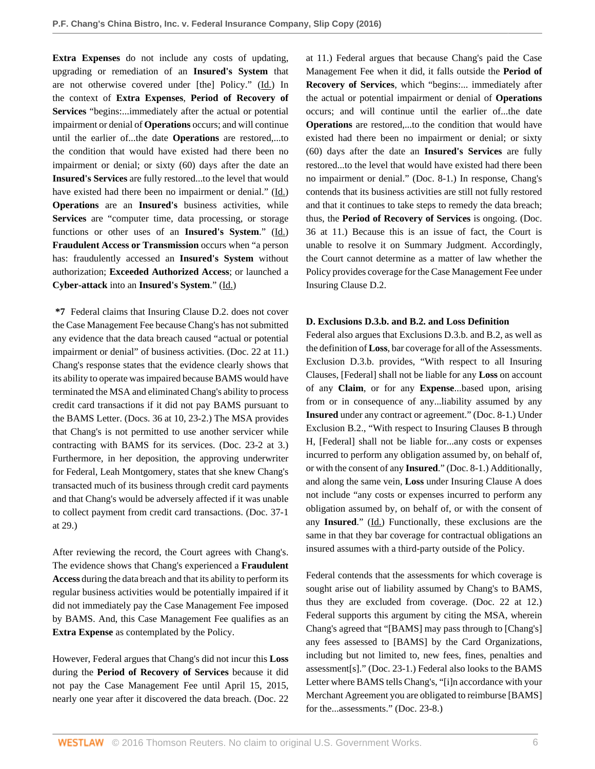**Extra Expenses** do not include any costs of updating, upgrading or remediation of an **Insured's System** that are not otherwise covered under [the] Policy." (Id.) In the context of **Extra Expenses**, **Period of Recovery of Services** "begins:...immediately after the actual or potential impairment or denial of **Operations** occurs; and will continue until the earlier of...the date **Operations** are restored,...to the condition that would have existed had there been no impairment or denial; or sixty (60) days after the date an **Insured's Services** are fully restored...to the level that would have existed had there been no impairment or denial." (Id.) **Operations** are an **Insured's** business activities, while **Services** are "computer time, data processing, or storage functions or other uses of an **Insured's System**." (Id.) **Fraudulent Access or Transmission** occurs when "a person has: fraudulently accessed an **Insured's System** without authorization; **Exceeded Authorized Access**; or launched a **Cyber-attack** into an **Insured's System**." (Id.)

**\*7** Federal claims that Insuring Clause D.2. does not cover the Case Management Fee because Chang's has not submitted any evidence that the data breach caused "actual or potential impairment or denial" of business activities. (Doc. 22 at 11.) Chang's response states that the evidence clearly shows that its ability to operate was impaired because BAMS would have terminated the MSA and eliminated Chang's ability to process credit card transactions if it did not pay BAMS pursuant to the BAMS Letter. (Docs. 36 at 10, 23-2.) The MSA provides that Chang's is not permitted to use another servicer while contracting with BAMS for its services. (Doc. 23-2 at 3.) Furthermore, in her deposition, the approving underwriter for Federal, Leah Montgomery, states that she knew Chang's transacted much of its business through credit card payments and that Chang's would be adversely affected if it was unable to collect payment from credit card transactions. (Doc. 37-1 at 29.)

After reviewing the record, the Court agrees with Chang's. The evidence shows that Chang's experienced a **Fraudulent Access** during the data breach and that its ability to perform its regular business activities would be potentially impaired if it did not immediately pay the Case Management Fee imposed by BAMS. And, this Case Management Fee qualifies as an **Extra Expense** as contemplated by the Policy.

However, Federal argues that Chang's did not incur this **Loss** during the **Period of Recovery of Services** because it did not pay the Case Management Fee until April 15, 2015, nearly one year after it discovered the data breach. (Doc. 22 at 11.) Federal argues that because Chang's paid the Case Management Fee when it did, it falls outside the **Period of Recovery of Services**, which "begins:... immediately after the actual or potential impairment or denial of **Operations** occurs; and will continue until the earlier of...the date **Operations** are restored,...to the condition that would have existed had there been no impairment or denial; or sixty (60) days after the date an **Insured's Services** are fully restored...to the level that would have existed had there been no impairment or denial." (Doc. 8-1.) In response, Chang's contends that its business activities are still not fully restored and that it continues to take steps to remedy the data breach; thus, the **Period of Recovery of Services** is ongoing. (Doc. 36 at 11.) Because this is an issue of fact, the Court is unable to resolve it on Summary Judgment. Accordingly, the Court cannot determine as a matter of law whether the Policy provides coverage for the Case Management Fee under Insuring Clause D.2.

### D. Exclusions D.3.b. and B.2. and Loss Definition

Federal also argues that Exclusions D.3.b. and B.2, as well as the definition of **Loss**, bar coverage for all of the Assessments. Exclusion D.3.b. provides, "With respect to all Insuring Clauses, [Federal] shall not be liable for any **Loss** on account of any **Claim**, or for any **Expense**...based upon, arising from or in consequence of any...liability assumed by any **Insured** under any contract or agreement." (Doc. 8-1.) Under Exclusion B.2., "With respect to Insuring Clauses B through H, [Federal] shall not be liable for...any costs or expenses incurred to perform any obligation assumed by, on behalf of, or with the consent of any **Insured**." (Doc. 8-1.) Additionally, and along the same vein, **Loss** under Insuring Clause A does not include "any costs or expenses incurred to perform any obligation assumed by, on behalf of, or with the consent of any **Insured**." (Id.) Functionally, these exclusions are the same in that they bar coverage for contractual obligations an insured assumes with a third-party outside of the Policy.

Federal contends that the assessments for which coverage is sought arise out of liability assumed by Chang's to BAMS, thus they are excluded from coverage. (Doc. 22 at 12.) Federal supports this argument by citing the MSA, wherein Chang's agreed that "[BAMS] may pass through to [Chang's] any fees assessed to [BAMS] by the Card Organizations, including but not limited to, new fees, fines, penalties and assessment[s]." (Doc. 23-1.) Federal also looks to the BAMS Letter where BAMS tells Chang's, "[i]n accordance with your Merchant Agreement you are obligated to reimburse [BAMS] for the...assessments." (Doc. 23-8.)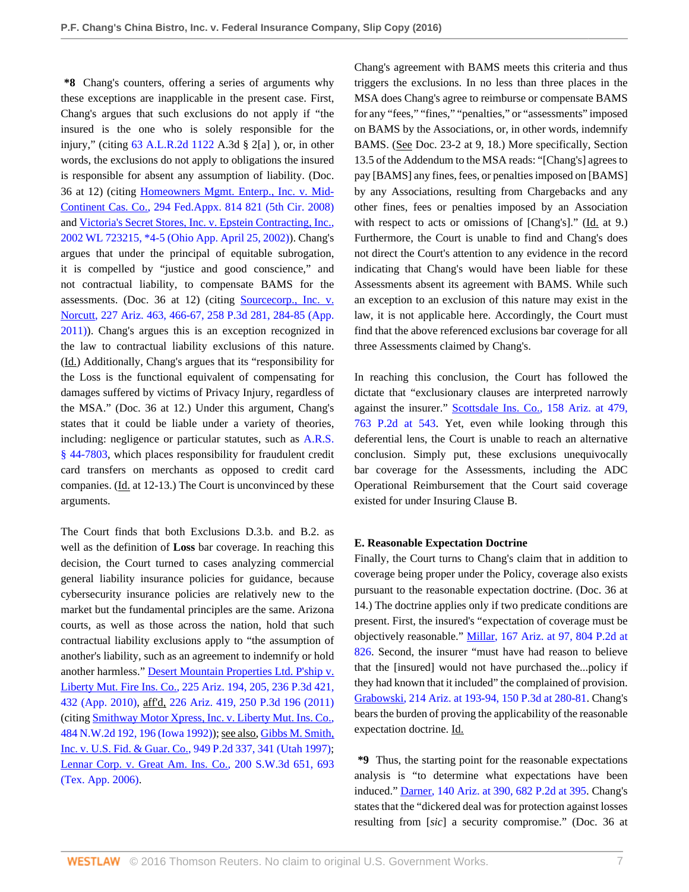**\*8** Chang's counters, offering a series of arguments why these exceptions are inapplicable in the present case. First, Chang's argues that such exclusions do not apply if "the insured is the one who is solely responsible for the injury," (citing 63 A.L.R.2d 1122 A.3d § 2[a] ), or, in other words, the exclusions do not apply to obligations the insured is responsible for absent any assumption of liability. (Doc. 36 at 12) (citing Homeowners Mgmt. Enterp., Inc. v. Mid-Continent Cas. Co., 294 Fed.Appx. 814 821 (5th Cir. 2008) and Victoria's Secret Stores, Inc. v. Epstein Contracting, Inc., 2002 WL 723215, \*4-5 (Ohio App. April 25, 2002)). Chang's argues that under the principal of equitable subrogation, it is compelled by "justice and good conscience," and not contractual liability, to compensate BAMS for the assessments. (Doc. 36 at 12) (citing Sourcecorp., Inc. v. Norcutt, 227 Ariz. 463, 466-67, 258 P.3d 281, 284-85 (App. 2011)). Chang's argues this is an exception recognized in the law to contractual liability exclusions of this nature. (Id.) Additionally, Chang's argues that its "responsibility for the Loss is the functional equivalent of compensating for damages suffered by victims of Privacy Injury, regardless of the MSA." (Doc. 36 at 12.) Under this argument, Chang's states that it could be liable under a variety of theories, including: negligence or particular statutes, such as A.R.S. § 44-7803, which places responsibility for fraudulent credit card transfers on merchants as opposed to credit card companies. (Id. at 12-13.) The Court is unconvinced by these arguments.

The Court finds that both Exclusions D.3.b. and B.2. as well as the definition of **Loss** bar coverage. In reaching this decision, the Court turned to cases analyzing commercial general liability insurance policies for guidance, because cybersecurity insurance policies are relatively new to the market but the fundamental principles are the same. Arizona courts, as well as those across the nation, hold that such contractual liability exclusions apply to "the assumption of another's liability, such as an agreement to indemnify or hold another harmless." Desert Mountain Properties Ltd. P'ship v. Liberty Mut. Fire Ins. Co., 225 Ariz. 194, 205, 236 P.3d 421, 432 (App. 2010), aff'd, 226 Ariz. 419, 250 P.3d 196 (2011) (citing Smithway Motor Xpress, Inc. v. Liberty Mut. Ins. Co., 484 N.W.2d 192, 196 (Iowa 1992)); see also, Gibbs M. Smith, Inc. v. U.S. Fid. & Guar. Co., 949 P.2d 337, 341 (Utah 1997); Lennar Corp. v. Great Am. Ins. Co., 200 S.W.3d 651, 693 (Tex. App. 2006).

Chang's agreement with BAMS meets this criteria and thus triggers the exclusions. In no less than three places in the MSA does Chang's agree to reimburse or compensate BAMS for any "fees," "fines," "penalties," or "assessments" imposed on BAMS by the Associations, or, in other words, indemnify BAMS. (See Doc. 23-2 at 9, 18.) More specifically, Section 13.5 of the Addendum to the MSA reads: "[Chang's] agrees to pay [BAMS] any fines, fees, or penalties imposed on [BAMS] by any Associations, resulting from Chargebacks and any other fines, fees or penalties imposed by an Association with respect to acts or omissions of [Chang's]." (Id. at 9.) Furthermore, the Court is unable to find and Chang's does not direct the Court's attention to any evidence in the record indicating that Chang's would have been liable for these Assessments absent its agreement with BAMS. While such an exception to an exclusion of this nature may exist in the law, it is not applicable here. Accordingly, the Court must find that the above referenced exclusions bar coverage for all three Assessments claimed by Chang's.

In reaching this conclusion, the Court has followed the dictate that "exclusionary clauses are interpreted narrowly against the insurer." Scottsdale Ins. Co., 158 Ariz. at 479, 763 P.2d at 543. Yet, even while looking through this deferential lens, the Court is unable to reach an alternative conclusion. Simply put, these exclusions unequivocally bar coverage for the Assessments, including the ADC Operational Reimbursement that the Court said coverage existed for under Insuring Clause B.

### E. Reasonable Expectation Doctrine

Finally, the Court turns to Chang's claim that in addition to coverage being proper under the Policy, coverage also exists pursuant to the reasonable expectation doctrine. (Doc. 36 at 14.) The doctrine applies only if two predicate conditions are present. First, the insured's "expectation of coverage must be objectively reasonable." Millar, 167 Ariz. at 97, 804 P.2d at 826. Second, the insurer "must have had reason to believe that the [insured] would not have purchased the...policy if they had known that it included" the complained of provision. Grabowski, 214 Ariz. at 193-94, 150 P.3d at 280-81. Chang's bears the burden of proving the applicability of the reasonable expectation doctrine. Id.

**\*9** Thus, the starting point for the reasonable expectations analysis is "to determine what expectations have been induced." Darner, 140 Ariz. at 390, 682 P.2d at 395. Chang's states that the "dickered deal was for protection against losses resulting from [*sic*] a security compromise." (Doc. 36 at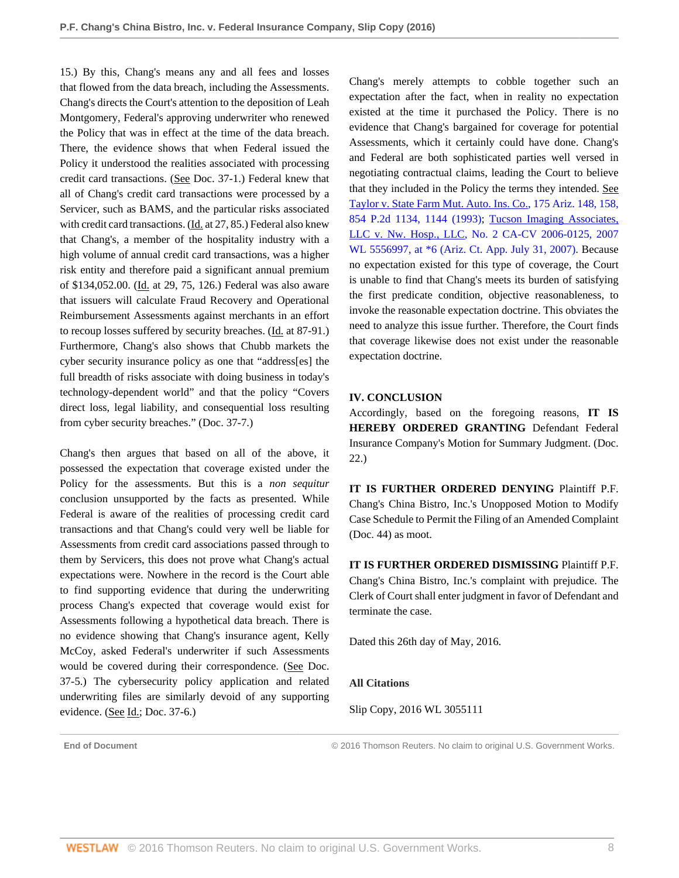15.) By this, Chang's means any and all fees and losses that flowed from the data breach, including the Assessments. Chang's directs the Court's attention to the deposition of Leah Montgomery, Federal's approving underwriter who renewed the Policy that was in effect at the time of the data breach. There, the evidence shows that when Federal issued the Policy it understood the realities associated with processing credit card transactions. (See Doc. 37-1.) Federal knew that all of Chang's credit card transactions were processed by a Servicer, such as BAMS, and the particular risks associated with credit card transactions. (Id. at 27, 85.) Federal also knew that Chang's, a member of the hospitality industry with a high volume of annual credit card transactions, was a higher risk entity and therefore paid a significant annual premium of $134,052.00. (Id. at 29, 75, 126.) Federal was also aware that issuers will calculate Fraud Recovery and Operational Reimbursement Assessments against merchants in an effort to recoup losses suffered by security breaches. (Id. at 87-91.) Furthermore, Chang's also shows that Chubb markets the cyber security insurance policy as one that "address[es] the full breadth of risks associate with doing business in today's technology-dependent world" and that the policy "Covers direct loss, legal liability, and consequential loss resulting from cyber security breaches." (Doc. 37-7.)

Chang's then argues that based on all of the above, it possessed the expectation that coverage existed under the Policy for the assessments. But this is a *non sequitur* conclusion unsupported by the facts as presented. While Federal is aware of the realities of processing credit card transactions and that Chang's could very well be liable for Assessments from credit card associations passed through to them by Servicers, this does not prove what Chang's actual expectations were. Nowhere in the record is the Court able to find supporting evidence that during the underwriting process Chang's expected that coverage would exist for Assessments following a hypothetical data breach. There is no evidence showing that Chang's insurance agent, Kelly McCoy, asked Federal's underwriter if such Assessments would be covered during their correspondence. (See Doc. 37-5.) The cybersecurity policy application and related underwriting files are similarly devoid of any supporting evidence. (See Id.; Doc. 37-6.)

Chang's merely attempts to cobble together such an expectation after the fact, when in reality no expectation existed at the time it purchased the Policy. There is no evidence that Chang's bargained for coverage for potential Assessments, which it certainly could have done. Chang's and Federal are both sophisticated parties well versed in negotiating contractual claims, leading the Court to believe that they included in the Policy the terms they intended. See Taylor v. State Farm Mut. Auto. Ins. Co., 175 Ariz. 148, 158, 854 P.2d 1134, 1144 (1993); Tucson Imaging Associates, LLC v. Nw. Hosp., LLC, No. 2 CA-CV 2006-0125, 2007 WL 5556997, at *6 (Ariz. Ct. App. July 31, 2007). Because no expectation existed for this type of coverage, the Court is unable to find that Chang's meets its burden of satisfying the first predicate condition, objective reasonableness, to invoke the reasonable expectation doctrine. This obviates the need to analyze this issue further. Therefore, the Court finds that coverage likewise does not exist under the reasonable expectation doctrine.

## IV. CONCLUSION

Accordingly, based on the foregoing reasons, **IT IS HEREBY ORDERED GRANTING** Defendant Federal Insurance Company's Motion for Summary Judgment. (Doc. 22.)

**IT IS FURTHER ORDERED DENYING** Plaintiff P.F. Chang's China Bistro, Inc.'s Unopposed Motion to Modify Case Schedule to Permit the Filing of an Amended Complaint (Doc. 44) as moot.

**IT IS FURTHER ORDERED DISMISSING** Plaintiff P.F. Chang's China Bistro, Inc.'s complaint with prejudice. The Clerk of Court shall enter judgment in favor of Defendant and terminate the case.

Dated this 26th day of May, 2016.

**All Citations**

Slip Copy, 2016 WL 3055111

**End of Document** © 2016 Thomson Reuters. No claim to original U.S. Government Works.